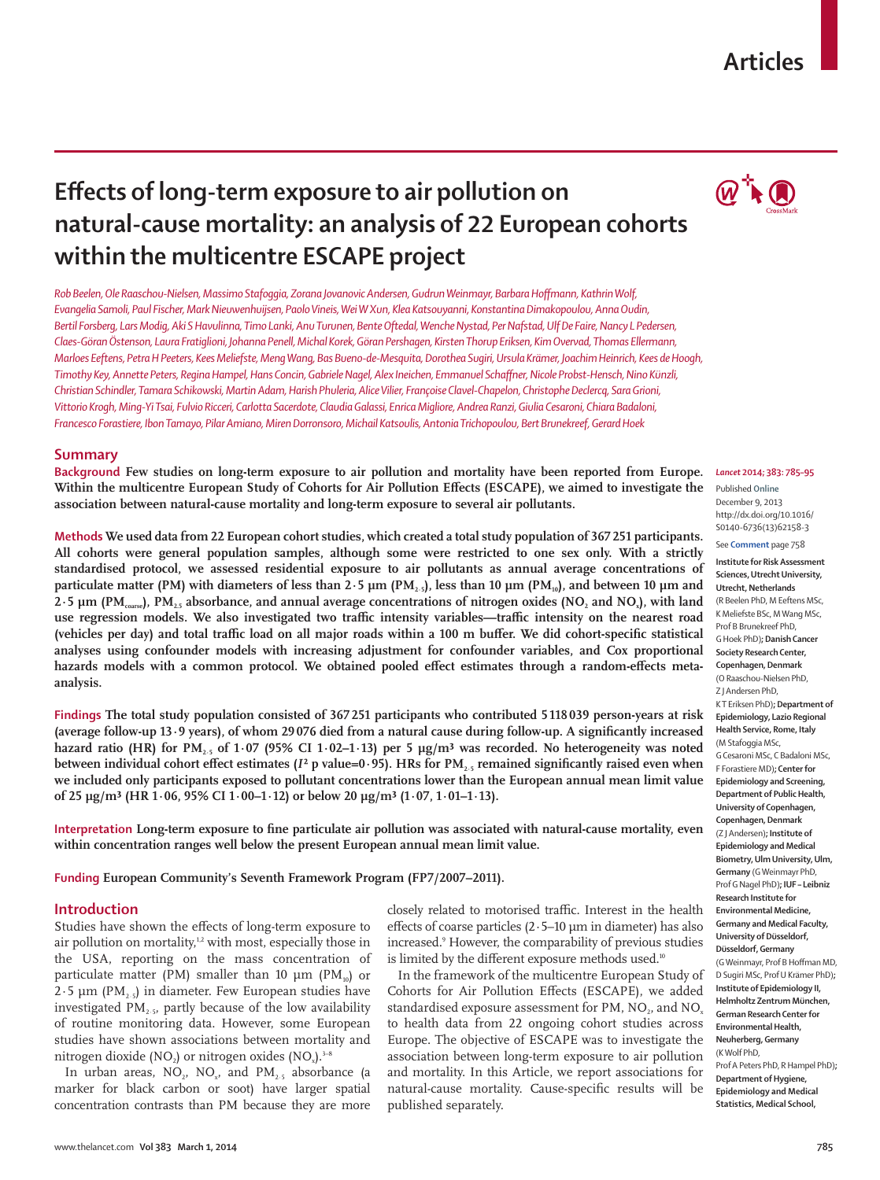Articles

# Effects of long-term exposure to air pollution on natural-cause mortality: an analysis of 22 European cohorts within the multicentre ESCAPE project

*Rob Beelen, Ole Raaschou-Nielsen, Massimo Stafoggia, Zorana Jovanovic Andersen, Gudrun Weinmayr, Barbara Hoffmann, Kathrin Wolf, Evangelia Samoli, Paul Fischer, Mark Nieuwenhuijsen, Paolo Vineis, Wei W Xun, Klea Katsouyanni, Konstantina Dimakopoulou, Anna Oudin, Bertil Forsberg, Lars Modig, Aki S Havulinna, Timo Lanki, Anu Turunen, Bente Oftedal, Wenche Nystad, Per Nafstad, Ulf De Faire, Nancy L Pedersen, Claes-Göran Östenson, Laura Fratiglioni, Johanna Penell, Michal Korek, Göran Pershagen, Kirsten Thorup Eriksen, Kim Overvad, Thomas Ellermann, Marloes Eeftens, Petra H Peeters, Kees Meliefste, Meng Wang, Bas Bueno-de-Mesquita, Dorothea Sugiri, Ursula Krämer, Joachim Heinrich, Kees de Hoogh, Timothy Key, Annette Peters, Regina Hampel, Hans Concin, Gabriele Nagel, Alex Ineichen, Emmanuel Schaffner, Nicole Probst-Hensch, Nino Künzli, Christian Schindler, Tamara Schikowski, Martin Adam, Harish Phuleria, Alice Vilier, Françoise Clavel-Chapelon, Christophe Declercq, Sara Grioni, Vittorio Krogh, Ming-Yi Tsai, Fulvio Ricceri, Carlotta Sacerdote, Claudia Galassi, Enrica Migliore, Andrea Ranzi, Giulia Cesaroni, Chiara Badaloni, Francesco Forastiere, Ibon Tamayo, Pilar Amiano, Miren Dorronsoro, Michail Katsoulis, Antonia Trichopoulou, Bert Brunekreef, Gerard Hoek*

## Summary

**Background** Few studies on long-term exposure to air pollution and mortality have been reported from Europe. Within the multicentre European Study of Cohorts for Air Pollution Effects (ESCAPE), we aimed to investigate the association between natural-cause mortality and long-term exposure to several air pollutants.

**Methods** We used data from 22 European cohort studies, which created a total study population of 367 251 participants. All cohorts were general population samples, although some were restricted to one sex only. With a strictly standardised protocol, we assessed residential exposure to air pollutants as annual average concentrations of particulate matter (PM) with diameters of less than 2·5 μm ($PM_{2·5}$), less than 10 μm ($PM_{10}$), and between 10 μm and 2·5 μm ($PM_{coarse}$), $PM_{2·5}$ absorbance, and annual average concentrations of nitrogen oxides ($NO_2$ and $NO_x$), with land use regression models. We also investigated two traffic intensity variables—traffic intensity on the nearest road (vehicles per day) and total traffic load on all major roads within a 100 m buffer. We did cohort-specific statistical analyses using confounder models with increasing adjustment for confounder variables, and Cox proportional hazards models with a common protocol. We obtained pooled effect estimates through a random-effects meta-analysis.

**Findings** The total study population consisted of 367 251 participants who contributed 5 118 039 person-years at risk (average follow-up 13·9 years), of whom 29 076 died from a natural cause during follow-up. A significantly increased hazard ratio (HR) for $PM_{2·5}$ of 1·07 (95% CI 1·02–1·13) per 5 μg/m³ was recorded. No heterogeneity was noted between individual cohort effect estimates ($I^2$ p value=0·95). HRs for $PM_{2·5}$ remained significantly raised even when we included only participants exposed to pollutant concentrations lower than the European annual mean limit value of 25 μg/m³ (HR 1·06, 95% CI 1·00–1·12) or below 20 μg/m³ (1·07, 1·01–1·13).

**Interpretation** Long-term exposure to fine particulate air pollution was associated with natural-cause mortality, even within concentration ranges well below the present European annual mean limit value.

**Funding** European Community's Seventh Framework Program (FP7/2007–2011).

## Introduction

Studies have shown the effects of long-term exposure to air pollution on mortality,[1,2] with most, especially those in the USA, reporting on the mass concentration of particulate matter (PM) smaller than 10 μm ($PM_{10}$) or 2·5 μm ($PM_{2·5}$) in diameter. Few European studies have investigated $PM_{2·5}$, partly because of the low availability of routine monitoring data. However, some European studies have shown associations between mortality and nitrogen dioxide ($NO_2$) or nitrogen oxides ($NO_x$).[3–8]

In urban areas, $NO_2$, $NO_x$, and $PM_{2·5}$ absorbance (a marker for black carbon or soot) have larger spatial concentration contrasts than PM because they are more closely related to motorised traffic. Interest in the health effects of coarse particles (2·5–10 μm in diameter) has also increased.[9] However, the comparability of previous studies is limited by the different exposure methods used.[10]

In the framework of the multicentre European Study of Cohorts for Air Pollution Effects (ESCAPE), we added standardised exposure assessment for PM, $NO_2$, and $NO_x$ to health data from 22 ongoing cohort studies across Europe. The objective of ESCAPE was to investigate the association between long-term exposure to air pollution and mortality. In this Article, we report associations for natural-cause mortality. Cause-specific results will be published separately.

*Lancet* 2014; 383: 785–95

Published **Online** December 9, 2013 http://dx.doi.org/10.1016/S0140-6736(13)62158-3

See **Comment** page 758

**Institute for Risk Assessment Sciences, Utrecht University, Utrecht, Netherlands** (R Beelen PhD, M Eeftens MSc, K Meliefste BSc, M Wang MSc, Prof B Brunekreef PhD, G Hoek PhD); **Danish Cancer Society Research Center, Copenhagen, Denmark** (O Raaschou-Nielsen PhD, Z J Andersen PhD, K T Eriksen PhD); **Department of Epidemiology, Lazio Regional Health Service, Rome, Italy** (M Stafoggia MSc, G Cesaroni MSc, C Badaloni MSc, F Forastiere MD); **Center for Epidemiology and Screening, Department of Public Health, University of Copenhagen, Copenhagen, Denmark** (Z J Andersen); **Institute of Epidemiology and Medical Biometry, Ulm University, Ulm, Germany** (G Weinmayr PhD, Prof G Nagel PhD); **IUF – Leibniz Research Institute for Environmental Medicine, Germany and Medical Faculty, University of Düsseldorf, Düsseldorf, Germany** (G Weinmayr, Prof B Hoffman MD, D Sugiri MSc, Prof U Krämer PhD); **Institute of Epidemiology II, Helmholtz Zentrum München, German Research Center for Environmental Health, Neuherberg, Germany** (K Wolf PhD, Prof A Peters PhD, R Hampel PhD); **Department of Hygiene, Epidemiology and Medical Statistics, Medical School,**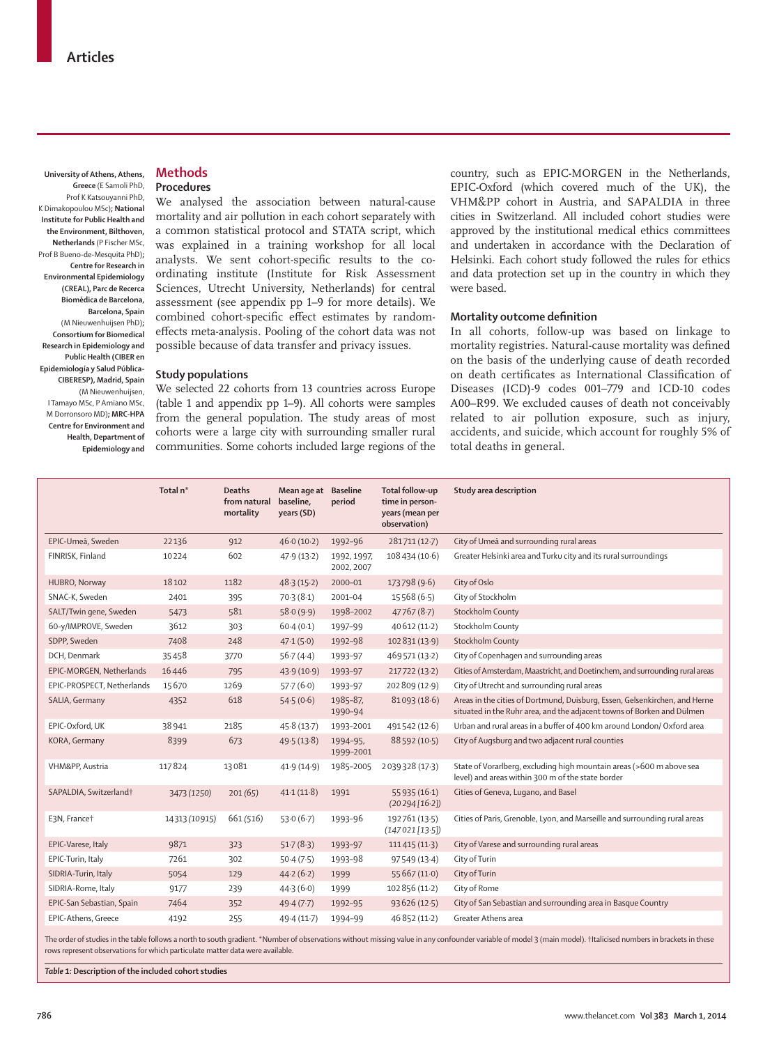University of Athens, Athens, Greece (E Samoli PhD, Prof K Katsouyanni PhD, K Dimakopoulou MSc); National Institute for Public Health and the Environment, Bilthoven, Netherlands (P Fischer MSc, Prof B Bueno-de-Mesquita PhD); Centre for Research in Environmental Epidemiology (CREAL), Parc de Recerca Biomèdica de Barcelona, Barcelona, Spain (M Nieuwenhuijsen PhD); Consortium for Biomedical Research in Epidemiology and Public Health (CIBER en Epidemiología y Salud Pública-CIBERESP), Madrid, Spain (M Nieuwenhuijsen, I Tamayo MSc, P Amiano MSc, M Dorronsoro MD); MRC-HPA Centre for Environment and Health, Department of Epidemiology and

## Methods

### Procedures

We analysed the association between natural-cause mortality and air pollution in each cohort separately with a common statistical protocol and STATA script, which was explained in a training workshop for all local analysts. We sent cohort-specific results to the co-ordinating institute (Institute for Risk Assessment Sciences, Utrecht University, Netherlands) for central assessment (see appendix pp 1–9 for more details). We combined cohort-specific effect estimates by random-effects meta-analysis. Pooling of the cohort data was not possible because of data transfer and privacy issues.

### Study populations

We selected 22 cohorts from 13 countries across Europe (table 1 and appendix pp 1–9). All cohorts were samples from the general population. The study areas of most cohorts were a large city with surrounding smaller rural communities. Some cohorts included large regions of the country, such as EPIC-MORGEN in the Netherlands, EPIC-Oxford (which covered much of the UK), the VHM&PP cohort in Austria, and SAPALDIA in three cities in Switzerland. All included cohort studies were approved by the institutional medical ethics committees and undertaken in accordance with the Declaration of Helsinki. Each cohort study followed the rules for ethics and data protection set up in the country in which they were based.

### Mortality outcome definition

In all cohorts, follow-up was based on linkage to mortality registries. Natural-cause mortality was defined on the basis of the underlying cause of death recorded on death certificates as International Classification of Diseases (ICD)-9 codes 001–779 and ICD-10 codes A00–R99. We excluded causes of death not conceivably related to air pollution exposure, such as injury, accidents, and suicide, which account for roughly 5% of total deaths in general.

| | Total n* | Deaths from natural mortality | Mean age at baseline, years (SD) | Baseline period | Total follow-up time in person-years (mean per observation) | Study area description |
|---|---|---|---|---|---|---|
| EPIC-Umeå, Sweden | 22136 | 912 | 46·0 (10·2) | 1992–96 | 281711 (12·7) | City of Umeå and surrounding rural areas |
| FINRISK, Finland | 10224 | 602 | 47·9 (13·2) | 1992, 1997, 2002, 2007 | 108434 (10·6) | Greater Helsinki area and Turku city and its rural surroundings |
| HUBRO, Norway | 18102 | 1182 | 48·3 (15·2) | 2000–01 | 173798 (9·6) | City of Oslo |
| SNAC-K, Sweden | 2401 | 395 | 70·3 (8·1) | 2001–04 | 15568 (6·5) | City of Stockholm |
| SALT/Twin gene, Sweden | 5473 | 581 | 58·0 (9·9) | 1998–2002 | 47767 (8·7) | Stockholm County |
| 60-y/IMPROVE, Sweden | 3612 | 303 | 60·4 (0·1) | 1997–99 | 40612 (11·2) | Stockholm County |
| SDPP, Sweden | 7408 | 248 | 47·1 (5·0) | 1992–98 | 102831 (13·9) | Stockholm County |
| DCH, Denmark | 35458 | 3770 | 56·7 (4·4) | 1993–97 | 469571 (13·2) | City of Copenhagen and surrounding areas |
| EPIC-MORGEN, Netherlands | 16446 | 795 | 43·9 (10·9) | 1993–97 | 217722 (13·2) | Cities of Amsterdam, Maastricht, and Doetinchem, and surrounding rural areas |
| EPIC-PROSPECT, Netherlands | 15670 | 1269 | 57·7 (6·0) | 1993–97 | 202809 (12·9) | City of Utrecht and surrounding rural areas |
| SALIA, Germany | 4352 | 618 | 54·5 (0·6) | 1985–87, 1990–94 | 81093 (18·6) | Areas in the cities of Dortmund, Duisburg, Essen, Gelsenkirchen, and Herne situated in the Ruhr area, and the adjacent towns of Borken and Dülmen |
| EPIC-Oxford, UK | 38941 | 2185 | 45·8 (13·7) | 1993–2001 | 491542 (12·6) | Urban and rural areas in a buffer of 400 km around London/ Oxford area |
| KORA, Germany | 8399 | 673 | 49·5 (13·8) | 1994–95, 1999–2001 | 88592 (10·5) | City of Augsburg and two adjacent rural counties |
| VHM&PP, Austria | 117824 | 13081 | 41·9 (14·9) | 1985–2005 | 2039328 (17·3) | State of Vorarlberg, excluding high mountain areas (>600 m above sea level) and areas within 300 m of the state border |
| SAPALDIA, Switzerland† | 3473 *(1250)* | 201 *(65)* | 41·1 (11·8) | 1991 | 55935 (16·1) *(20294 [16·2])* | Cities of Geneva, Lugano, and Basel |
| E3N, France† | 14313 *(10915)* | 661 *(516)* | 53·0 (6·7) | 1993–96 | 192761 (13·5) *(147021 [13·5])* | Cities of Paris, Grenoble, Lyon, and Marseille and surrounding rural areas |
| EPIC-Varese, Italy | 9871 | 323 | 51·7 (8·3) | 1993–97 | 111415 (11·3) | City of Varese and surrounding rural areas |
| EPIC-Turin, Italy | 7261 | 302 | 50·4 (7·5) | 1993–98 | 97549 (13·4) | City of Turin |
| SIDRIA-Turin, Italy | 5054 | 129 | 44·2 (6·2) | 1999 | 55667 (11·0) | City of Turin |
| SIDRIA-Rome, Italy | 9177 | 239 | 44·3 (6·0) | 1999 | 102856 (11·2) | City of Rome |
| EPIC-San Sebastian, Spain | 7464 | 352 | 49·4 (7·7) | 1992–95 | 93626 (12·5) | City of San Sebastian and surrounding area in Basque Country |
| EPIC-Athens, Greece | 4192 | 255 | 49·4 (11·7) | 1994–99 | 46852 (11·2) | Greater Athens area |

The order of studies in the table follows a north to south gradient. *Number of observations without missing value in any confounder variable of model 3 (main model). †Italicised numbers in brackets in these rows represent observations for which particulate matter data were available.

*Table 1:* **Description of the included cohort studies**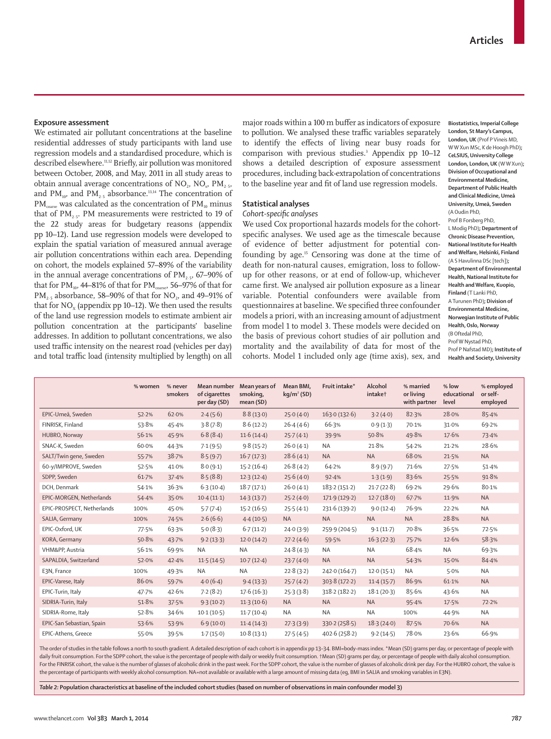## Exposure assessment

We estimated air pollutant concentrations at the baseline residential addresses of study participants with land use regression models and a standardised procedure, which is described elsewhere.[11,12] Briefly, air pollution was monitored between October, 2008, and May, 2011 in all study areas to obtain annual average concentrations of $NO_2$, $NO_x$, $PM_{2·5}$, and $PM_{10}$, and $PM_{2·5}$ absorbance.[13,14] The concentration of $PM_{coarse}$ was calculated as the concentration of $PM_{10}$ minus that of $PM_{2·5}$. PM measurements were restricted to 19 of the 22 study areas for budgetary reasons (appendix pp 10–12). Land use regression models were developed to explain the spatial variation of measured annual average air pollution concentrations within each area. Depending on cohort, the models explained 57–89% of the variability in the annual average concentrations of $PM_{2·5}$, 67–90% of that for $PM_{10}$, 44–81% of that for $PM_{coarse}$, 56–97% of that for $PM_{2·5}$ absorbance, 58–90% of that for $NO_2$, and 49–91% of that for $NO_X$ (appendix pp 10–12). We then used the results of the land use regression models to estimate ambient air pollution concentration at the participants' baseline addresses. In addition to pollutant concentrations, we also used traffic intensity on the nearest road (vehicles per day) and total traffic load (intensity multiplied by length) on all major roads within a 100 m buffer as indicators of exposure to pollution. We analysed these traffic variables separately to identify the effects of living near busy roads for comparison with previous studies.[3] Appendix pp 10–12 shows a detailed description of exposure assessment procedures, including back-extrapolation of concentrations to the baseline year and fit of land use regression models.

## Statistical analyses

*Cohort-specific analyses*

We used Cox proportional hazards models for the cohort-specific analyses. We used age as the timescale because of evidence of better adjustment for potential confounding by age.[15] Censoring was done at the time of death for non-natural causes, emigration, loss to follow-up for other reasons, or at end of follow-up, whichever came first. We analysed air pollution exposure as a linear variable. Potential confounders were available from questionnaires at baseline. We specified three confounder models a priori, with an increasing amount of adjustment from model 1 to model 3. These models were decided on the basis of previous cohort studies of air pollution and mortality and the availability of data for most of the cohorts. Model 1 included only age (time axis), sex, and

**Biostatistics, Imperial College London, St Mary's Campus, London, UK** (Prof P Vineis MD, W W Xun MSc, K de Hoogh PhD); **CeLSIUS, University College London, London, UK** (W W Xun); **Division of Occupational and Environmental Medicine, Department of Public Health and Clinical Medicine, Umeå University, Umeå, Sweden** (A Oudin PhD, Prof B Forsberg PhD, L Modig PhD); **Department of Chronic Disease Prevention, National Institute for Health and Welfare, Helsinki, Finland** (A S Havulinna DSc [tech]); **Department of Environmental Health, National Institute for Health and Welfare, Kuopio, Finland** (T Lanki PhD, A Turunen PhD); **Division of Environmental Medicine, Norwegian Institute of Public Health, Oslo, Norway** (B Oftedal PhD, Prof W Nystad PhD, Prof P Nafstad MD); **Institute of Health and Society, University**

| | % women | % never smokers | Mean number of cigarettes per day (SD) | Mean years of smoking, mean (SD) | Mean BMI, kg/m² (SD) | Fruit intake* | Alcohol intake† | % married or living with partner | % low educational level | % employed or self-employed |
|---|---|---|---|---|---|---|---|---|---|---|
| EPIC-Umeå, Sweden | 52·2% | 62·0% | 2·4 (5·6) | 8·8 (13·0) | 25·0 (4·0) | 163·0 (132·6) | 3·2 (4·0) | 82·3% | 28·0% | 85·4% |
| FINRISK, Finland | 53·8% | 45·4% | 3·8 (7·8) | 8·6 (12·2) | 26·4 (4·6) | 66·3% | 0·9 (1·3) | 70·1% | 31·0% | 69·2% |
| HUBRO, Norway | 56·1% | 45·9% | 6·8 (8·4) | 11·6 (14·4) | 25·7 (4·1) | 39·9% | 50·8% | 49·8% | 17·6% | 73·4% |
| SNAC-K, Sweden | 60·0% | 44·3% | 7·1 (9·5) | 9·8 (15·2) | 26·0 (4·1) | NA | 21·8% | 54·2% | 21·2% | 28·6% |
| SALT/Twin gene, Sweden | 55·7% | 38·7% | 8·5 (9·7) | 16·7 (17·3) | 28·6 (4·1) | NA | NA | 68·0% | 21·5% | NA |
| 60-y/IMPROVE, Sweden | 52·5% | 41·0% | 8·0 (9·1) | 15·2 (16·4) | 26·8 (4·2) | 64·2% | 8·9 (9·7) | 71·6% | 27·5% | 51·4% |
| SDPP, Sweden | 61·7% | 37·4% | 8·5 (8·8) | 12·3 (12·4) | 25·6 (4·0) | 92·4% | 1·3 (1·9) | 83·6% | 25·5% | 91·8% |
| DCH, Denmark | 54·1% | 36·3% | 6·3 (10·4) | 18·7 (17·1) | 26·0 (4·1) | 183·2 (151·2) | 21·7 (22·8) | 69·2% | 29·6% | 80·1% |
| EPIC-MORGEN, Netherlands | 54·4% | 35·0% | 10·4 (11·1) | 14·3 (13·7) | 25·2 (4·0) | 171·9 (129·2) | 12·7 (18·0) | 67·7% | 11·9% | NA |
| EPIC-PROSPECT, Netherlands | 100% | 45·0% | 5·7 (7·4) | 15·2 (16·5) | 25·5 (4·1) | 231·6 (139·2) | 9·0 (12·4) | 76·9% | 22·2% | NA |
| SALIA, Germany | 100% | 74·5% | 2·6 (6·6) | 4·4 (10·5) | NA | NA | NA | NA | 28·8% | NA |
| EPIC-Oxford, UK | 77·5% | 63·3% | 5·0 (8·3) | 6·7 (11·2) | 24·0 (3·9) | 259·9 (204·5) | 9·1 (11·7) | 70·8% | 36·5% | 72·5% |
| KORA, Germany | 50·8% | 43·7% | 9·2 (13·3) | 12·0 (14·2) | 27·2 (4·6) | 59·5% | 16·3 (22·3) | 75·7% | 12·6% | 58·3% |
| VHM&PP, Austria | 56·1% | 69·9% | NA | NA | 24·8 (4·3) | NA | NA | 68·4% | NA | 69·3% |
| SAPALDIA, Switzerland | 52·0% | 42·4% | 11·5 (14·5) | 10·7 (12·4) | 23·7 (4·0) | NA | NA | 54·3% | 15·0% | 84·4% |
| E3N, France | 100% | 49·3% | NA | NA | 22·8 (3·2) | 242·0 (164·7) | 12·0 (15·1) | NA | 5·0% | NA |
| EPIC-Varese, Italy | 86·0% | 59·7% | 4·0 (6·4) | 9·4 (13·3) | 25·7 (4·2) | 303·8 (172·2) | 11·4 (15·7) | 86·9% | 61·1% | NA |
| EPIC-Turin, Italy | 47·7% | 42·6% | 7·2 (8·2) | 17·6 (16·3) | 25·3 (3·8) | 318·2 (182·2) | 18·1 (20·3) | 85·6% | 43·6% | NA |
| SIDRIA-Turin, Italy | 51·8% | 37·5% | 9·3 (10·2) | 11·3 (10·6) | NA | NA | NA | 95·4% | 17·5% | 72·2% |
| SIDRIA-Rome, Italy | 52·8% | 34·6% | 10·1 (10·5) | 11·7 (10·4) | NA | NA | NA | 100% | 44·9% | NA |
| EPIC-San Sebastian, Spain | 53·6% | 53·9% | 6·9 (10·0) | 11·4 (14·3) | 27·3 (3·9) | 330·2 (258·5) | 18·3 (24·0) | 87·5% | 70·6% | NA |
| EPIC-Athens, Greece | 55·0% | 39·5% | 1·7 (15·0) | 10·8 (13·1) | 27·5 (4·5) | 402·6 (258·2) | 9·2 (14·5) | 78·0% | 23·6% | 66·9% |

The order of studies in the table follows a north to south gradient. A detailed description of each cohort is in appendix pp 13–34. BMI=body-mass index. *Mean (SD) grams per day, or percentage of people with daily fruit consumption. For the SDPP cohort, the value is the percentage of people with daily or weekly fruit consumption. †Mean (SD) grams per day, or percentage of people with daily alcohol consumption. For the FINRISK cohort, the value is the number of glasses of alcoholic drink in the past week. For the SDPP cohort, the value is the number of glasses of alcoholic drink per day. For the HUBRO cohort, the value is the percentage of participants with weekly alcohol consumption. NA=not available or available with a large amount of missing data (eg, BMI in SALIA and smoking variables in E3N).

***Table 2:*** **Population characteristics at baseline of the included cohort studies (based on number of observations in main confounder model 3)**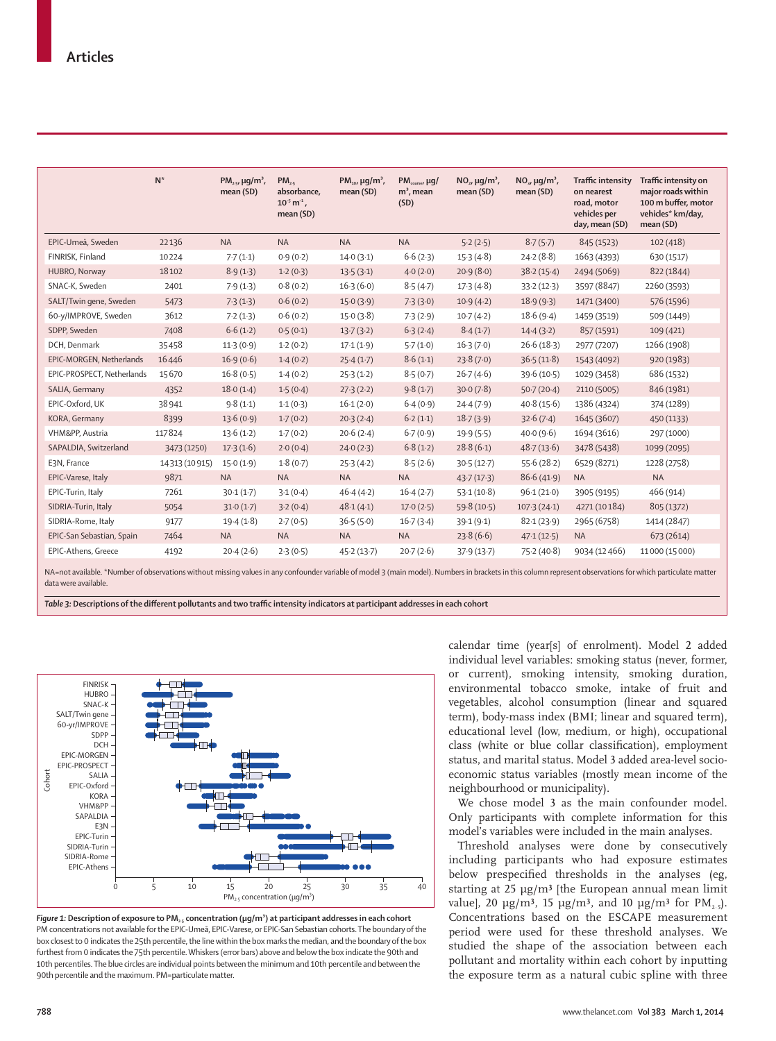| | N* | $PM_{2.5}$, μg/m³, mean (SD) | $PM_{2.5}$ absorbance, $10^{-5}$ $m^{-1}$, mean (SD) | $PM_{10}$, μg/m³, mean (SD) | $PM_{coarse}$ μg/m³, mean (SD) | $NO_2$, μg/m³, mean (SD) | $NO_x$, μg/m³, mean (SD) | Traffic intensity on nearest road, motor vehicles per day, mean (SD) | Traffic intensity on major roads within 100 m buffer, motor vehicles* km/day, mean (SD) |
|---|---|---|---|---|---|---|---|---|---|
| EPIC-Umeå, Sweden | 22136 | NA | NA | NA | NA | 5·2 (2·5) | 8·7 (5·7) | 845 (1523) | 102 (418) |
| FINRISK, Finland | 10224 | 7·7 (1·1) | 0·9 (0·2) | 14·0 (3·1) | 6·6 (2·3) | 15·3 (4·8) | 24·2 (8·8) | 1663 (4393) | 630 (1517) |
| HUBRO, Norway | 18102 | 8·9 (1·3) | 1·2 (0·3) | 13·5 (3·1) | 4·0 (2·0) | 20·9 (8·0) | 38·2 (15·4) | 2494 (5069) | 822 (1844) |
| SNAC-K, Sweden | 2401 | 7·9 (1·3) | 0·8 (0·2) | 16·3 (6·0) | 8·5 (4·7) | 17·3 (4·8) | 33·2 (12·3) | 3597 (8847) | 2260 (3593) |
| SALT/Twin gene, Sweden | 5473 | 7·3 (1·3) | 0·6 (0·2) | 15·0 (3·9) | 7·3 (3·0) | 10·9 (4·2) | 18·9 (9·3) | 1471 (3400) | 576 (1596) |
| 60-y/IMPROVE, Sweden | 3612 | 7·2 (1·3) | 0·6 (0·2) | 15·0 (3·8) | 7·3 (2·9) | 10·7 (4·2) | 18·6 (9·4) | 1459 (3519) | 509 (1449) |
| SDPP, Sweden | 7408 | 6·6 (1·2) | 0·5 (0·1) | 13·7 (3·2) | 6·3 (2·4) | 8·4 (1·7) | 14·4 (3·2) | 857 (1591) | 109 (421) |
| DCH, Denmark | 35458 | 11·3 (0·9) | 1·2 (0·2) | 17·1 (1·9) | 5·7 (1·0) | 16·3 (7·0) | 26·6 (18·3) | 2977 (7207) | 1266 (1908) |
| EPIC-MORGEN, Netherlands | 16446 | 16·9 (0·6) | 1·4 (0·2) | 25·4 (1·7) | 8·6 (1·1) | 23·8 (7·0) | 36·5 (11·8) | 1543 (4092) | 920 (1983) |
| EPIC-PROSPECT, Netherlands | 15670 | 16·8 (0·5) | 1·4 (0·2) | 25·3 (1·2) | 8·5 (0·7) | 26·7 (4·6) | 39·6 (10·5) | 1029 (3458) | 686 (1532) |
| SALIA, Germany | 4352 | 18·0 (1·4) | 1·5 (0·4) | 27·3 (2·2) | 9·8 (1·7) | 30·0 (7·8) | 50·7 (20·4) | 2110 (5005) | 846 (1981) |
| EPIC-Oxford, UK | 38941 | 9·8 (1·1) | 1·1 (0·3) | 16·1 (2·0) | 6·4 (0·9) | 24·4 (7·9) | 40·8 (15·6) | 1386 (4324) | 374 (1289) |
| KORA, Germany | 8399 | 13·6 (0·9) | 1·7 (0·2) | 20·3 (2·4) | 6·2 (1·1) | 18·7 (3·9) | 32·6 (7·4) | 1645 (3607) | 450 (1133) |
| VHM&PP, Austria | 117824 | 13·6 (1·2) | 1·7 (0·2) | 20·6 (2·4) | 6·7 (0·9) | 19·9 (5·5) | 40·0 (9·6) | 1694 (3616) | 297 (1000) |
| SAPALDIA, Switzerland | 3473 (1250) | 17·3 (1·6) | 2·0 (0·4) | 24·0 (2·3) | 6·8 (1·2) | 28·8 (6·1) | 48·7 (13·6) | 3478 (5438) | 1099 (2095) |
| E3N, France | 14313 (10915) | 15·0 (1·9) | 1·8 (0·7) | 25·3 (4·2) | 8·5 (2·6) | 30·5 (12·7) | 55·6 (28·2) | 6529 (8271) | 1228 (2758) |
| EPIC-Varese, Italy | 9871 | NA | NA | NA | NA | 43·7 (17·3) | 86·6 (41·9) | NA | NA |
| EPIC-Turin, Italy | 7261 | 30·1 (1·7) | 3·1 (0·4) | 46·4 (4·2) | 16·4 (2·7) | 53·1 (10·8) | 96·1 (21·0) | 3905 (9195) | 466 (914) |
| SIDRIA-Turin, Italy | 5054 | 31·0 (1·7) | 3·2 (0·4) | 48·1 (4·1) | 17·0 (2·5) | 59·8 (10·5) | 107·3 (24·1) | 4271 (10184) | 805 (1372) |
| SIDRIA-Rome, Italy | 9177 | 19·4 (1·8) | 2·7 (0·5) | 36·5 (5·0) | 16·7 (3·4) | 39·1 (9·1) | 82·1 (23·9) | 2965 (6758) | 1414 (2847) |
| EPIC-San Sebastian, Spain | 7464 | NA | NA | NA | NA | 23·8 (6·6) | 47·1 (12·5) | NA | 673 (2614) |
| EPIC-Athens, Greece | 4192 | 20·4 (2·6) | 2·3 (0·5) | 45·2 (13·7) | 20·7 (2·6) | 37·9 (13·7) | 75·2 (40·8) | 9034 (12466) | 11000 (15000) |

NA=not available. *Number of observations without missing values in any confounder variable of model 3 (main model). Numbers in brackets in this column represent observations for which particulate matter data were available.

*Table 3:* **Descriptions of the different pollutants and two traffic intensity indicators at participant addresses in each cohort**

***Figure 1:*** **Description of exposure to $PM_{2.5}$ concentration (μg/m³) at participant addresses in each cohort**
PM concentrations not available for the EPIC-Umeå, EPIC-Varese, or EPIC-San Sebastian cohorts. The boundary of the box closest to 0 indicates the 25th percentile, the line within the box marks the median, and the boundary of the box furthest from 0 indicates the 75th percentile. Whiskers (error bars) above and below the box indicate the 90th and 10th percentiles. The blue circles are individual points between the minimum and 10th percentile and between the 90th percentile and the maximum. PM=particulate matter.

calendar time (year[s] of enrolment). Model 2 added individual level variables: smoking status (never, former, or current), smoking intensity, smoking duration, environmental tobacco smoke, intake of fruit and vegetables, alcohol consumption (linear and squared term), body-mass index (BMI; linear and squared term), educational level (low, medium, or high), occupational class (white or blue collar classification), employment status, and marital status. Model 3 added area-level socio-economic status variables (mostly mean income of the neighbourhood or municipality).

We chose model 3 as the main confounder model. Only participants with complete information for this model's variables were included in the main analyses.

Threshold analyses were done by consecutively including participants who had exposure estimates below prespecified thresholds in the analyses (eg, starting at 25 μg/m³ [the European annual mean limit value], 20 μg/m³, 15 μg/m³, and 10 μg/m³ for $PM_{2.5}$). Concentrations based on the ESCAPE measurement period were used for these threshold analyses. We studied the shape of the association between each pollutant and mortality within each cohort by inputting the exposure term as a natural cubic spline with three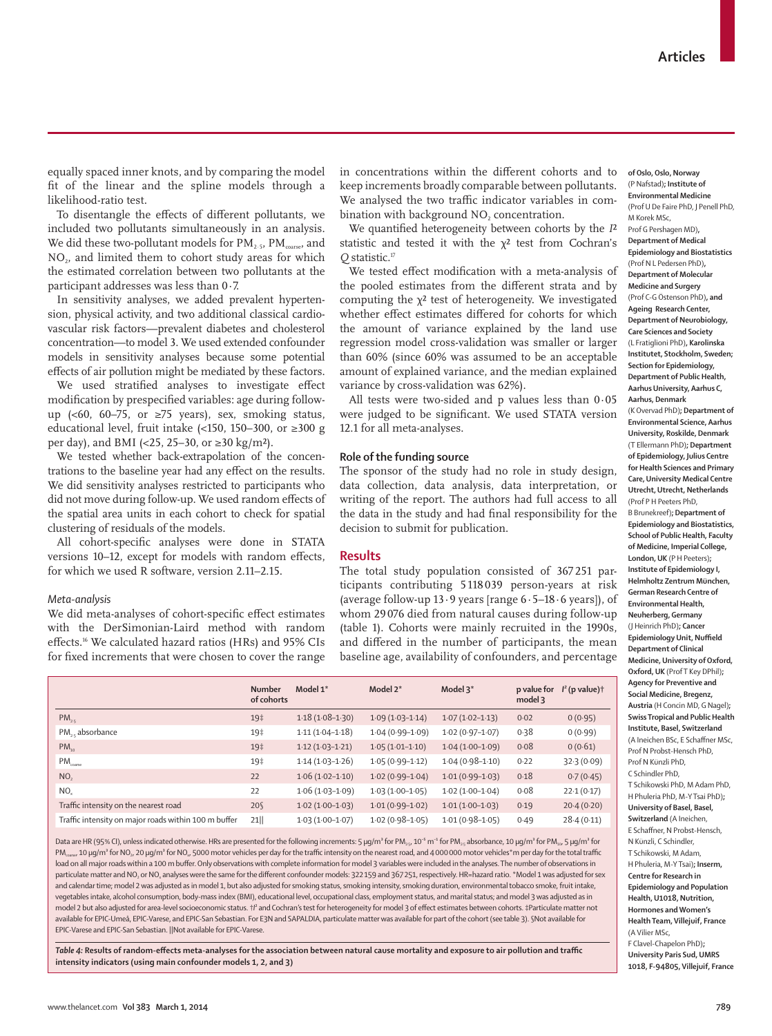equally spaced inner knots, and by comparing the model fit of the linear and the spline models through a likelihood-ratio test.

To disentangle the effects of different pollutants, we included two pollutants simultaneously in an analysis. We did these two-pollutant models for $PM_{2·5}$, $PM_{coarse}$, and $NO_2$, and limited them to cohort study areas for which the estimated correlation between two pollutants at the participant addresses was less than 0·7.

In sensitivity analyses, we added prevalent hypertension, physical activity, and two additional classical cardiovascular risk factors—prevalent diabetes and cholesterol concentration—to model 3. We used extended confounder models in sensitivity analyses because some potential effects of air pollution might be mediated by these factors.

We used stratified analyses to investigate effect modification by prespecified variables: age during follow-up (<60, 60–75, or ≥75 years), sex, smoking status, educational level, fruit intake (<150, 150–300, or ≥300 g per day), and BMI (<25, 25–30, or ≥30 kg/m²).

We tested whether back-extrapolation of the concentrations to the baseline year had any effect on the results. We did sensitivity analyses restricted to participants who did not move during follow-up. We used random effects of the spatial area units in each cohort to check for spatial clustering of residuals of the models.

All cohort-specific analyses were done in STATA versions 10–12, except for models with random effects, for which we used R software, version 2.11–2.15.

### Meta-analysis

We did meta-analyses of cohort-specific effect estimates with the DerSimonian-Laird method with random effects.[16] We calculated hazard ratios (HRs) and 95% CIs for fixed increments that were chosen to cover the range in concentrations within the different cohorts and to keep increments broadly comparable between pollutants. We analysed the two traffic indicator variables in combination with background $NO_2$ concentration.

We quantified heterogeneity between cohorts by the $I^2$ statistic and tested it with the $\chi^2$ test from Cochran's $Q$ statistic.[17]

We tested effect modification with a meta-analysis of the pooled estimates from the different strata and by computing the $\chi^2$ test of heterogeneity. We investigated whether effect estimates differed for cohorts for which the amount of variance explained by the land use regression model cross-validation was smaller or larger than 60% (since 60% was assumed to be an acceptable amount of explained variance, and the median explained variance by cross-validation was 62%).

All tests were two-sided and p values less than 0·05 were judged to be significant. We used STATA version 12.1 for all meta-analyses.

### Role of the funding source

The sponsor of the study had no role in study design, data collection, data analysis, data interpretation, or writing of the report. The authors had full access to all the data in the study and had final responsibility for the decision to submit for publication.

## Results

The total study population consisted of 367 251 participants contributing 5 118 039 person-years at risk (average follow-up 13·9 years [range 6·5–18·6 years]), of whom 29 076 died from natural causes during follow-up (table 1). Cohorts were mainly recruited in the 1990s, and differed in the number of participants, the mean baseline age, availability of confounders, and percentage

| | Number of cohorts | Model 1* | Model 2* | Model 3* | p value for model 3 | $I^2$ (p value)† |
|---|---|---|---|---|---|---|
| $PM_{2·5}$ | 19‡ | 1·18 (1·08–1·30) | 1·09 (1·03–1·14) | 1·07 (1·02–1·13) | 0·02 | 0 (0·95) |
| $PM_{2·5}$ absorbance | 19‡ | 1·11 (1·04–1·18) | 1·04 (0·99–1·09) | 1·02 (0·97–1·07) | 0·38 | 0 (0·99) |
| $PM_{10}$ | 19‡ | 1·12 (1·03–1·21) | 1·05 (1·01–1·10) | 1·04 (1·00–1·09) | 0·08 | 0 (0·61) |
| $PM_{coarse}$ | 19‡ | 1·14 (1·03–1·26) | 1·05 (0·99–1·12) | 1·04 (0·98–1·10) | 0·22 | 32·3 (0·09) |
| $NO_2$ | 22 | 1·06 (1·02–1·10) | 1·02 (0·99–1·04) | 1·01 (0·99–1·03) | 0·18 | 0·7 (0·45) |
| $NO_x$ | 22 | 1·06 (1·03–1·09) | 1·03 (1·00–1·05) | 1·02 (1·00–1·04) | 0·08 | 22·1 (0·17) |
| Traffic intensity on the nearest road | 20§ | 1·02 (1·00–1·03) | 1·01 (0·99–1·02) | 1·01 (1·00–1·03) | 0·19 | 20·4 (0·20) |
| Traffic intensity on major roads within 100 m buffer | 21‖ | 1·03 (1·00–1·07) | 1·02 (0·98–1·05) | 1·01 (0·98–1·05) | 0·49 | 28·4 (0·11) |

Data are HR (95% CI), unless indicated otherwise. HRs are presented for the following increments: 5 μg/m³ for $PM_{2·5}$, $10^{-5}$ m$^{-1}$ for $PM_{2·5}$ absorbance, 10 μg/m³ for $PM_{10}$, 5 μg/m³ for $PM_{coarse}$, 10 μg/m³ for $NO_2$, 20 μg/m³ for $NO_x$, 5000 motor vehicles per day for the traffic intensity on the nearest road, and 4 000 000 motor vehicles*m per day for the total traffic load on all major roads within a 100 m buffer. Only observations with complete information for model 3 variables were included in the analyses. The number of observations in particulate matter and $NO_2$ or $NO_x$ analyses were the same for the different confounder models: 322 159 and 367 251, respectively. HR=hazard ratio. *Model 1 was adjusted for sex and calendar time; model 2 was adjusted as in model 1, but also adjusted for smoking status, smoking intensity, smoking duration, environmental tobacco smoke, fruit intake, vegetables intake, alcohol consumption, body-mass index (BMI), educational level, occupational class, employment status, and marital status; and model 3 was adjusted as in model 2 but also adjusted for area-level socioeconomic status. †$I^2$ and Cochran's test for heterogeneity for model 3 of effect estimates between cohorts. ‡Particulate matter not available for EPIC-Umeå, EPIC-Varese, and EPIC-San Sebastian. For E3N and SAPALDIA, particulate matter was available for part of the cohort (see table 3). §Not available for EPIC-Varese and EPIC-San Sebastian. ‖Not available for EPIC-Varese.

*Table 4:* **Results of random-effects meta-analyses for the association between natural cause mortality and exposure to air pollution and traffic intensity indicators (using main confounder models 1, 2, and 3)**

**of Oslo, Oslo, Norway** (P Nafstad); **Institute of Environmental Medicine** (Prof U De Faire PhD, J Penell PhD, M Korek MSc, Prof G Pershagen MD), **Department of Medical Epidemiology and Biostatistics** (Prof N L Pedersen PhD), **Department of Molecular Medicine and Surgery** (Prof C-G Östenson PhD), **and Ageing Research Center, Department of Neurobiology, Care Sciences and Society** (L Fratiglioni PhD), **Karolinska Institutet, Stockholm, Sweden; Section for Epidemiology, Department of Public Health, Aarhus University, Aarhus C, Aarhus, Denmark** (K Overvad PhD); **Department of Environmental Science, Aarhus University, Roskilde, Denmark** (T Ellermann PhD); **Department of Epidemiology, Julius Centre for Health Sciences and Primary Care, University Medical Centre Utrecht, Utrecht, Netherlands** (Prof P H Peeters PhD, B Brunekreef); **Department of Epidemiology and Biostatistics, School of Public Health, Faculty of Medicine, Imperial College, London, UK** (P H Peeters); **Institute of Epidemiology I, Helmholtz Zentrum München, German Research Centre of Environmental Health, Neuherberg, Germany** (J Heinrich PhD); **Cancer Epidemiology Unit, Nuffield Department of Clinical Medicine, University of Oxford, Oxford, UK** (Prof T Key DPhil); **Agency for Preventive and Social Medicine, Bregenz, Austria** (H Concin MD, G Nagel); **Swiss Tropical and Public Health Institute, Basel, Switzerland** (A Ineichen BSc, E Schaffner MSc, Prof N Probst-Hensch PhD, Prof N Künzli PhD, C Schindler PhD, T Schikowski PhD, M Adam PhD, H Phuleria PhD, M-Y Tsai PhD); **University of Basel, Basel, Switzerland** (A Ineichen, E Schaffner, N Probst-Hensch, N Künzli, C Schindler, T Schikowski, M Adam, H Phuleria, M-Y Tsai); **Inserm, Centre for Research in Epidemiology and Population Health, U1018, Nutrition, Hormones and Women's Health Team, Villejuif, France** (A Vilier MSc, F Clavel-Chapelon PhD); **University Paris Sud, UMRS 1018, F-94805, Villejuif, France**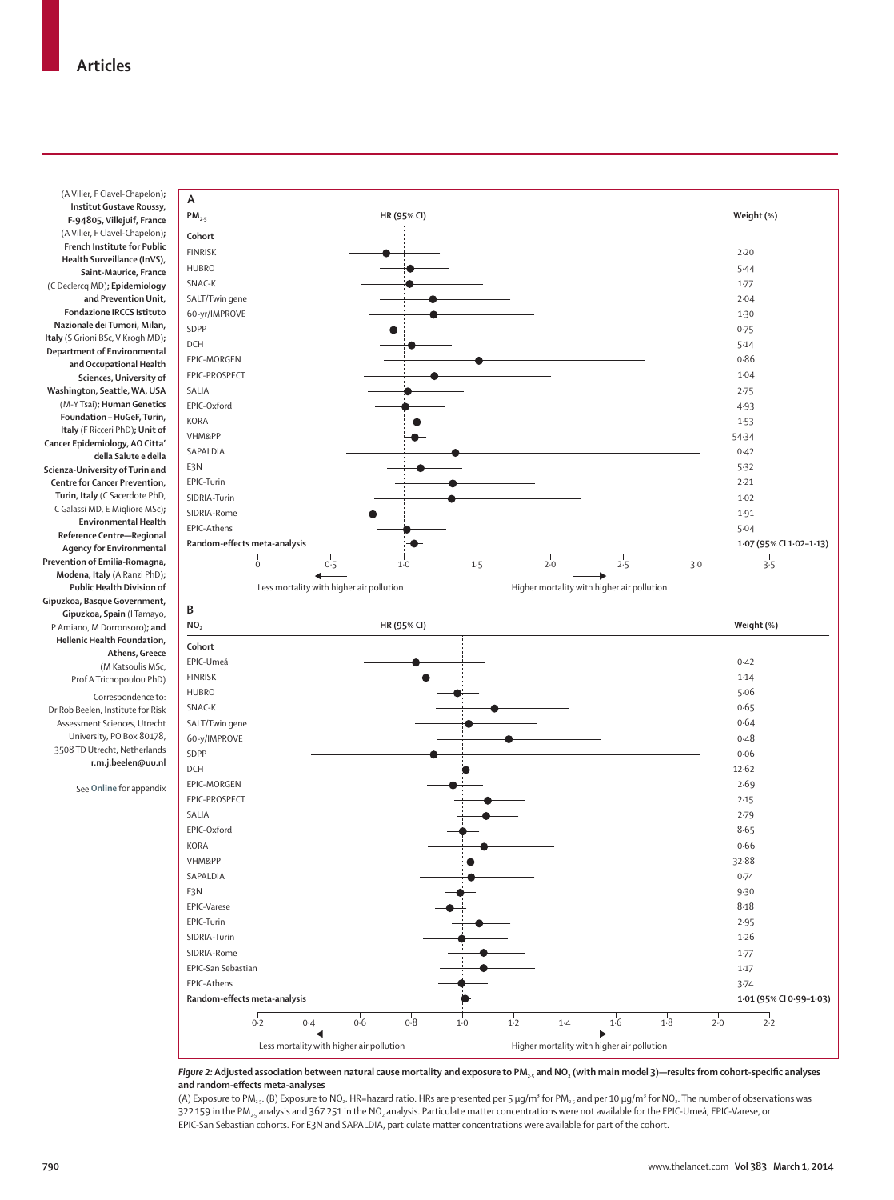(A Vilier, F Clavel-Chapelon); **Institut Gustave Roussy, F-94805, Villejuif, France** (A Vilier, F Clavel-Chapelon); **French Institute for Public Health Surveillance (InVS), Saint-Maurice, France** (C Declercq MD); **Epidemiology and Prevention Unit, Fondazione IRCCS Istituto Nazionale dei Tumori, Milan, Italy** (S Grioni BSc, V Krogh MD); **Department of Environmental and Occupational Health Sciences, University of Washington, Seattle, WA, USA** (M-Y Tsai); **Human Genetics Foundation – HuGeF, Turin, Italy** (F Ricceri PhD); **Unit of Cancer Epidemiology, AO Citta' della Salute e della Scienza-University of Turin and Centre for Cancer Prevention, Turin, Italy** (C Sacerdote PhD, C Galassi MD, E Migliore MSc); **Environmental Health Reference Centre—Regional Agency for Environmental Prevention of Emilia-Romagna, Modena, Italy** (A Ranzi PhD); **Public Health Division of Gipuzkoa, Basque Government, Gipuzkoa, Spain** (I Tamayo, P Amiano, M Dorronsoro); and **Hellenic Health Foundation, Athens, Greece** (M Katsoulis MSc, Prof A Trichopoulou PhD)

Correspondence to: Dr Rob Beelen, Institute for Risk Assessment Sciences, Utrecht University, PO Box 80178, 3508 TD Utrecht, Netherlands **r.m.j.beelen@uu.nl**

See **Online** for appendix

**A** — $PM_{2.5}$

| Cohort | Weight (%) |
|---|---|
| FINRISK | 2·20 |
| HUBRO | 5·44 |
| SNAC-K | 1·77 |
| SALT/Twin gene | 2·04 |
| 60-yr/IMPROVE | 1·30 |
| SDPP | 0·75 |
| DCH | 5·14 |
| EPIC-MORGEN | 0·86 |
| EPIC-PROSPECT | 1·04 |
| SALIA | 2·75 |
| EPIC-Oxford | 4·93 |
| KORA | 1·53 |
| VHM&PP | 54·34 |
| SAPALDIA | 0·42 |
| E3N | 5·32 |
| EPIC-Turin | 2·21 |
| SIDRIA-Turin | 1·02 |
| SIDRIA-Rome | 1·91 |
| EPIC-Athens | 5·04 |
| **Random-effects meta-analysis** | **1·07 (95% CI 1·02–1·13)** |

HR (95% CI) axis: 0 to 3·5. Less mortality with higher air pollution ← → Higher mortality with higher air pollution

**B** — $NO_2$

| Cohort | Weight (%) |
|---|---|
| EPIC-Umeå | 0·42 |
| FINRISK | 1·14 |
| HUBRO | 5·06 |
| SNAC-K | 0·65 |
| SALT/Twin gene | 0·64 |
| 60-y/IMPROVE | 0·48 |
| SDPP | 0·06 |
| DCH | 12·62 |
| EPIC-MORGEN | 2·69 |
| EPIC-PROSPECT | 2·15 |
| SALIA | 2·79 |
| EPIC-Oxford | 8·65 |
| KORA | 0·66 |
| VHM&PP | 32·88 |
| SAPALDIA | 0·74 |
| E3N | 9·30 |
| EPIC-Varese | 8·18 |
| EPIC-Turin | 2·95 |
| SIDRIA-Turin | 1·26 |
| SIDRIA-Rome | 1·77 |
| EPIC-San Sebastian | 1·17 |
| EPIC-Athens | 3·74 |
| **Random-effects meta-analysis** | **1·01 (95% CI 0·99–1·03)** |

HR (95% CI) axis: 0·2 to 2·2. Less mortality with higher air pollution ← → Higher mortality with higher air pollution

***Figure 2:*** **Adjusted association between natural cause mortality and exposure to $PM_{2.5}$ and $NO_2$ (with main model 3)—results from cohort-specific analyses and random-effects meta-analyses**

(A) Exposure to $PM_{2.5}$. (B) Exposure to $NO_2$. HR=hazard ratio. HRs are presented per 5 μg/m³ for $PM_{2.5}$ and per 10 μg/m³ for $NO_2$. The number of observations was 322 159 in the $PM_{2.5}$ analysis and 367 251 in the $NO_2$ analysis. Particulate matter concentrations were not available for the EPIC-Umeå, EPIC-Varese, or EPIC-San Sebastian cohorts. For E3N and SAPALDIA, particulate matter concentrations were available for part of the cohort.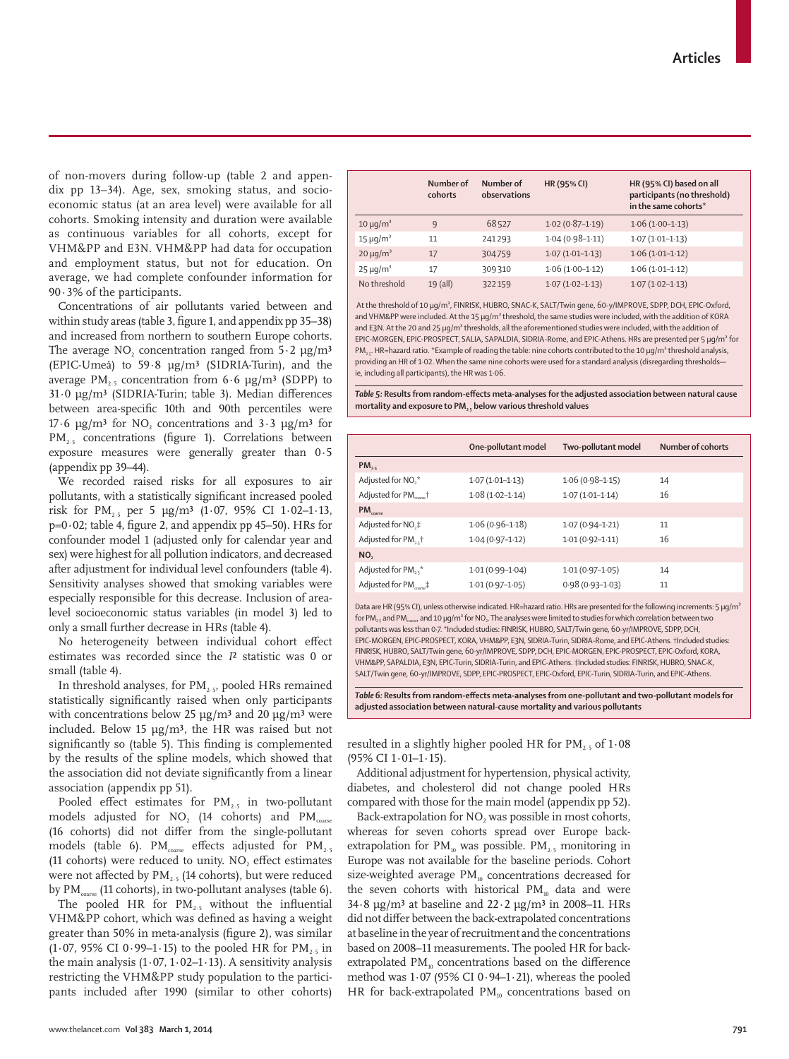of non-movers during follow-up (table 2 and appendix pp 13–34). Age, sex, smoking status, and socioeconomic status (at an area level) were available for all cohorts. Smoking intensity and duration were available as continuous variables for all cohorts, except for VHM&PP and E3N. VHM&PP had data for occupation and employment status, but not for education. On average, we had complete confounder information for 90·3% of the participants.

Concentrations of air pollutants varied between and within study areas (table 3, figure 1, and appendix pp 35–38) and increased from northern to southern Europe cohorts. The average $NO_2$ concentration ranged from 5·2 μg/m³ (EPIC-Umeå) to 59·8 μg/m³ (SIDRIA-Turin), and the average $PM_{2·5}$ concentration from 6·6 μg/m³ (SDPP) to 31·0 μg/m³ (SIDRIA-Turin; table 3). Median differences between area-specific 10th and 90th percentiles were 17·6 μg/m³ for $NO_2$ concentrations and 3·3 μg/m³ for $PM_{2·5}$ concentrations (figure 1). Correlations between exposure measures were generally greater than 0·5 (appendix pp 39–44).

We recorded raised risks for all exposures to air pollutants, with a statistically significant increased pooled risk for $PM_{2·5}$ per 5 μg/m³ (1·07, 95% CI 1·02–1·13, p=0·02; table 4, figure 2, and appendix pp 45–50). HRs for confounder model 1 (adjusted only for calendar year and sex) were highest for all pollution indicators, and decreased after adjustment for individual level confounders (table 4). Sensitivity analyses showed that smoking variables were especially responsible for this decrease. Inclusion of area-level socioeconomic status variables (in model 3) led to only a small further decrease in HRs (table 4).

No heterogeneity between individual cohort effect estimates was recorded since the $I^2$ statistic was 0 or small (table 4).

In threshold analyses, for $PM_{2·5}$, pooled HRs remained statistically significantly raised when only participants with concentrations below 25 μg/m³ and 20 μg/m³ were included. Below 15 μg/m³, the HR was raised but not significantly so (table 5). This finding is complemented by the results of the spline models, which showed that the association did not deviate significantly from a linear association (appendix pp 51).

Pooled effect estimates for $PM_{2·5}$ in two-pollutant models adjusted for $NO_2$ (14 cohorts) and $PM_{coarse}$ (16 cohorts) did not differ from the single-pollutant models (table 6). $PM_{coarse}$ effects adjusted for $PM_{2·5}$ (11 cohorts) were reduced to unity. $NO_2$ effect estimates were not affected by $PM_{2·5}$ (14 cohorts), but were reduced by $PM_{coarse}$ (11 cohorts), in two-pollutant analyses (table 6).

The pooled HR for $PM_{2·5}$ without the influential VHM&PP cohort, which was defined as having a weight greater than 50% in meta-analysis (figure 2), was similar (1·07, 95% CI 0·99–1·15) to the pooled HR for $PM_{2·5}$ in the main analysis (1·07, 1·02–1·13). A sensitivity analysis restricting the VHM&PP study population to the participants included after 1990 (similar to other cohorts) resulted in a slightly higher pooled HR for $PM_{2·5}$ of 1·08 (95% CI 1·01–1·15).

Additional adjustment for hypertension, physical activity, diabetes, and cholesterol did not change pooled HRs compared with those for the main model (appendix pp 52).

Back-extrapolation for $NO_2$ was possible in most cohorts, whereas for seven cohorts spread over Europe back-extrapolation for $PM_{10}$ was possible. $PM_{2·5}$ monitoring in Europe was not available for the baseline periods. Cohort size-weighted average $PM_{10}$ concentrations decreased for the seven cohorts with historical $PM_{10}$ data and were 34·8 μg/m³ at baseline and 22·2 μg/m³ in 2008–11. HRs did not differ between the back-extrapolated concentrations at baseline in the year of recruitment and the concentrations based on 2008–11 measurements. The pooled HR for back-extrapolated $PM_{10}$ concentrations based on the difference method was 1·07 (95% CI 0·94–1·21), whereas the pooled HR for back-extrapolated $PM_{10}$ concentrations based on

| | Number of cohorts | Number of observations | HR (95% CI) | HR (95% CI) based on all participants (no threshold) in the same cohorts* |
|---|---|---|---|---|
| 10 μg/m³ | 9 | 68 527 | 1·02 (0·87–1·19) | 1·06 (1·00–1·13) |
| 15 μg/m³ | 11 | 241 293 | 1·04 (0·98–1·11) | 1·07 (1·01–1·13) |
| 20 μg/m³ | 17 | 304 759 | 1·07 (1·01–1·13) | 1·06 (1·01–1·12) |
| 25 μg/m³ | 17 | 309 310 | 1·06 (1·00–1·12) | 1·06 (1·01–1·12) |
| No threshold | 19 (all) | 322 159 | 1·07 (1·02–1·13) | 1·07 (1·02–1·13) |

At the threshold of 10 μg/m³, FINRISK, HUBRO, SNAC-K, SALT/Twin gene, 60-y/IMPROVE, SDPP, DCH, EPIC-Oxford, and VHM&PP were included. At the 15 μg/m³ threshold, the same studies were included, with the addition of KORA and E3N. At the 20 and 25 μg/m³ thresholds, all the aforementioned studies were included, with the addition of EPIC-MORGEN, EPIC-PROSPECT, SALIA, SAPALDIA, SIDRIA-Rome, and EPIC-Athens. HRs are presented per 5 μg/m³ for $PM_{2·5}$. HR=hazard ratio. *Example of reading the table: nine cohorts contributed to the 10 μg/m³ threshold analysis, providing an HR of 1·02. When the same nine cohorts were used for a standard analysis (disregarding thresholds—ie, including all participants), the HR was 1·06.

*Table 5:* **Results from random-effects meta-analyses for the adjusted association between natural cause mortality and exposure to $PM_{2·5}$ below various threshold values**

| | One-pollutant model | Two-pollutant model | Number of cohorts |
|---|---|---|---|
| **$PM_{2·5}$** | | | |
| Adjusted for $NO_2$* | 1·07 (1·01–1·13) | 1·06 (0·98–1·15) | 14 |
| Adjusted for $PM_{coarse}$† | 1·08 (1·02–1·14) | 1·07 (1·01–1·14) | 16 |
| **$PM_{coarse}$** | | | |
| Adjusted for $NO_2$‡ | 1·06 (0·96–1·18) | 1·07 (0·94–1·21) | 11 |
| Adjusted for $PM_{2·5}$† | 1·04 (0·97–1·12) | 1·01 (0·92–1·11) | 16 |
| **$NO_2$** | | | |
| Adjusted for $PM_{2·5}$* | 1·01 (0·99–1·04) | 1·01 (0·97–1·05) | 14 |
| Adjusted for $PM_{coarse}$‡ | 1·01 (0·97–1·05) | 0·98 (0·93–1·03) | 11 |

Data are HR (95% CI), unless otherwise indicated. HR=hazard ratio. HRs are presented for the following increments: 5 μg/m³ for $PM_{2·5}$ and $PM_{coarse}$, and 10 μg/m³ for $NO_2$. The analyses were limited to studies for which correlation between two pollutants was less than 0·7. *Included studies: FINRISK, HUBRO, SALT/Twin gene, 60-yr/IMPROVE, SDPP, DCH, EPIC-MORGEN, EPIC-PROSPECT, KORA, VHM&PP, E3N, SIDRIA-Turin, SIDRIA-Rome, and EPIC-Athens. †Included studies: FINRISK, HUBRO, SALT/Twin gene, 60-yr/IMPROVE, SDPP, DCH, EPIC-MORGEN, EPIC-PROSPECT, EPIC-Oxford, KORA, VHM&PP, SAPALDIA, E3N, EPIC-Turin, SIDRIA-Turin, and EPIC-Athens. ‡Included studies: FINRISK, HUBRO, SNAC-K, SALT/Twin gene, 60-yr/IMPROVE, SDPP, EPIC-PROSPECT, EPIC-Oxford, EPIC-Turin, SIDRIA-Turin, and EPIC-Athens.

*Table 6:* **Results from random-effects meta-analyses from one-pollutant and two-pollutant models for adjusted association between natural-cause mortality and various pollutants**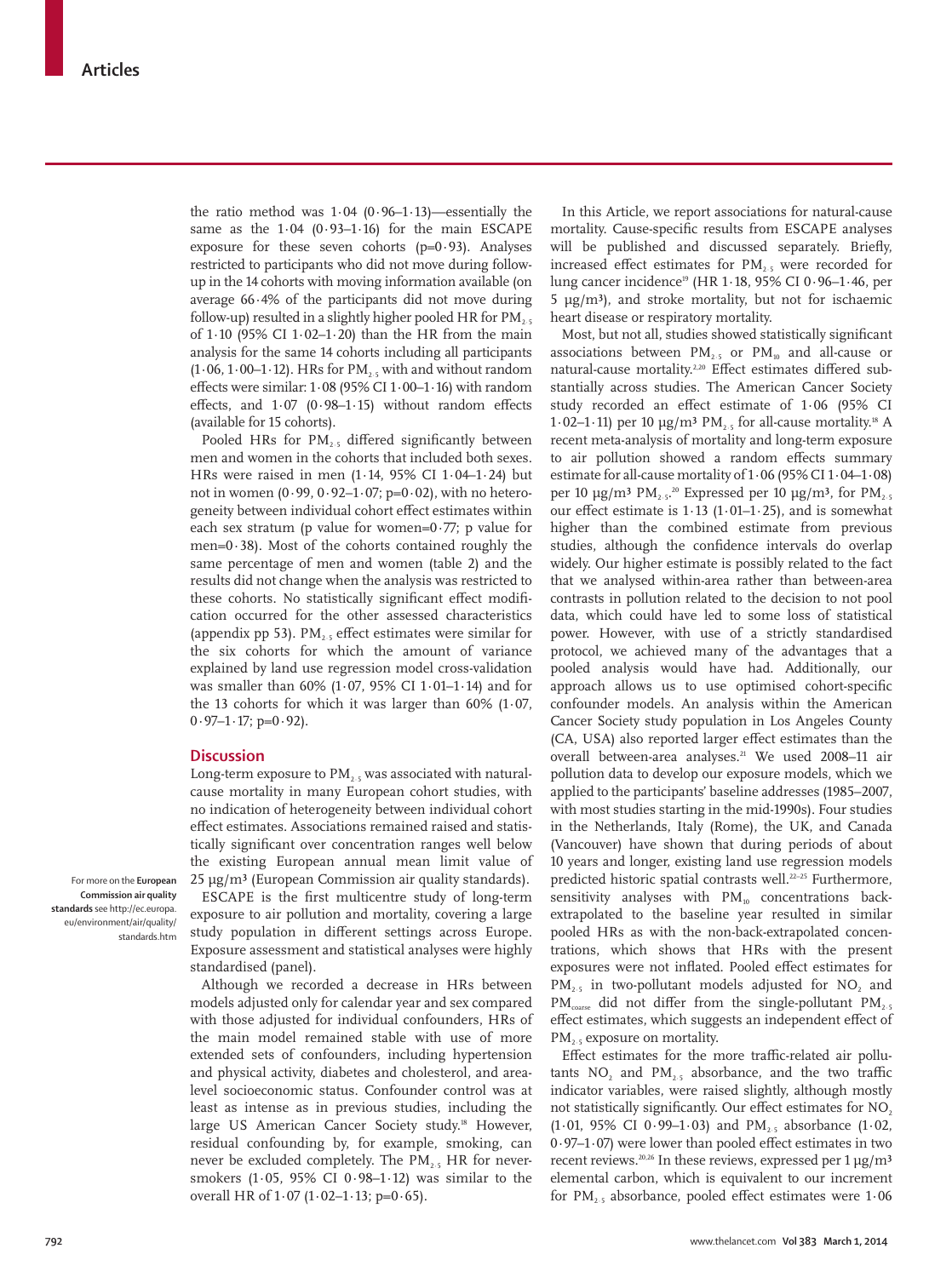the ratio method was 1·04 (0·96–1·13)—essentially the same as the 1·04 (0·93–1·16) for the main ESCAPE exposure for these seven cohorts (p=0·93). Analyses restricted to participants who did not move during follow-up in the 14 cohorts with moving information available (on average 66·4% of the participants did not move during follow-up) resulted in a slightly higher pooled HR for $PM_{2·5}$ of 1·10 (95% CI 1·02–1·20) than the HR from the main analysis for the same 14 cohorts including all participants (1·06, 1·00–1·12). HRs for $PM_{2·5}$ with and without random effects were similar: 1·08 (95% CI 1·00–1·16) with random effects, and 1·07 (0·98–1·15) without random effects (available for 15 cohorts).

Pooled HRs for $PM_{2·5}$ differed significantly between men and women in the cohorts that included both sexes. HRs were raised in men (1·14, 95% CI 1·04–1·24) but not in women (0·99, 0·92–1·07; p=0·02), with no heterogeneity between individual cohort effect estimates within each sex stratum (p value for women=0·77; p value for men=0·38). Most of the cohorts contained roughly the same percentage of men and women (table 2) and the results did not change when the analysis was restricted to these cohorts. No statistically significant effect modification occurred for the other assessed characteristics (appendix pp 53). $PM_{2·5}$ effect estimates were similar for the six cohorts for which the amount of variance explained by land use regression model cross-validation was smaller than 60% (1·07, 95% CI 1·01–1·14) and for the 13 cohorts for which it was larger than 60% (1·07, 0·97–1·17; p=0·92).

## Discussion

Long-term exposure to $PM_{2·5}$ was associated with natural-cause mortality in many European cohort studies, with no indication of heterogeneity between individual cohort effect estimates. Associations remained raised and statistically significant over concentration ranges well below the existing European annual mean limit value of 25 μg/m³ (European Commission air quality standards).

For more on the **European Commission air quality standards** see http://ec.europa.eu/environment/air/quality/standards.htm

ESCAPE is the first multicentre study of long-term exposure to air pollution and mortality, covering a large study population in different settings across Europe. Exposure assessment and statistical analyses were highly standardised (panel).

Although we recorded a decrease in HRs between models adjusted only for calendar year and sex compared with those adjusted for individual confounders, HRs of the main model remained stable with use of more extended sets of confounders, including hypertension and physical activity, diabetes and cholesterol, and area-level socioeconomic status. Confounder control was at least as intense as in previous studies, including the large US American Cancer Society study.[18] However, residual confounding by, for example, smoking, can never be excluded completely. The $PM_{2·5}$ HR for never-smokers (1·05, 95% CI 0·98–1·12) was similar to the overall HR of 1·07 (1·02–1·13; p=0·65).

In this Article, we report associations for natural-cause mortality. Cause-specific results from ESCAPE analyses will be published and discussed separately. Briefly, increased effect estimates for $PM_{2·5}$ were recorded for lung cancer incidence[19] (HR 1·18, 95% CI 0·96–1·46, per 5 μg/m³), and stroke mortality, but not for ischaemic heart disease or respiratory mortality.

Most, but not all, studies showed statistically significant associations between $PM_{2·5}$ or $PM_{10}$ and all-cause or natural-cause mortality.[2,20] Effect estimates differed substantially across studies. The American Cancer Society study recorded an effect estimate of 1·06 (95% CI 1·02–1·11) per 10 μg/m³ $PM_{2·5}$ for all-cause mortality.[18] A recent meta-analysis of mortality and long-term exposure to air pollution showed a random effects summary estimate for all-cause mortality of 1·06 (95% CI 1·04–1·08) per 10 μg/m³ $PM_{2·5}$.[20] Expressed per 10 μg/m³, for $PM_{2·5}$ our effect estimate is 1·13 (1·01–1·25), and is somewhat higher than the combined estimate from previous studies, although the confidence intervals do overlap widely. Our higher estimate is possibly related to the fact that we analysed within-area rather than between-area contrasts in pollution related to the decision to not pool data, which could have led to some loss of statistical power. However, with use of a strictly standardised protocol, we achieved many of the advantages that a pooled analysis would have had. Additionally, our approach allows us to use optimised cohort-specific confounder models. An analysis within the American Cancer Society study population in Los Angeles County (CA, USA) also reported larger effect estimates than the overall between-area analyses.[21] We used 2008–11 air pollution data to develop our exposure models, which we applied to the participants' baseline addresses (1985–2007, with most studies starting in the mid-1990s). Four studies in the Netherlands, Italy (Rome), the UK, and Canada (Vancouver) have shown that during periods of about 10 years and longer, existing land use regression models predicted historic spatial contrasts well.[22–25] Furthermore, sensitivity analyses with $PM_{10}$ concentrations back-extrapolated to the baseline year resulted in similar pooled HRs as with the non-back-extrapolated concentrations, which shows that HRs with the present exposures were not inflated. Pooled effect estimates for $PM_{2·5}$ in two-pollutant models adjusted for $NO_2$ and $PM_{coarse}$ did not differ from the single-pollutant $PM_{2·5}$ effect estimates, which suggests an independent effect of $PM_{2·5}$ exposure on mortality.

Effect estimates for the more traffic-related air pollutants $NO_2$ and $PM_{2·5}$ absorbance, and the two traffic indicator variables, were raised slightly, although mostly not statistically significant. Our effect estimates for $NO_2$ (1·01, 95% CI 0·99–1·03) and $PM_{2·5}$ absorbance (1·02, 0·97–1·07) were lower than pooled effect estimates in two recent reviews.[20,26] In these reviews, expressed per 1 μg/m³ elemental carbon, which is equivalent to our increment for $PM_{2·5}$ absorbance, pooled effect estimates were 1·06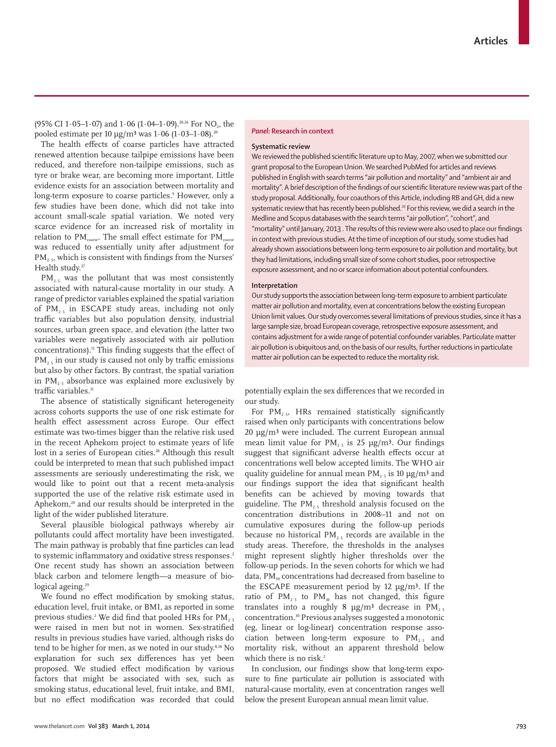(95% CI 1·05–1·07) and 1·06 (1·04–1·09).[20,26] For $NO_2$, the pooled estimate per 10 μg/m³ was 1·06 (1·03–1·08).[20]

The health effects of coarse particles have attracted renewed attention because tailpipe emissions have been reduced, and therefore non-tailpipe emissions, such as tyre or brake wear, are becoming more important. Little evidence exists for an association between mortality and long-term exposure to coarse particles.[9] However, only a few studies have been done, which did not take into account small-scale spatial variation. We noted very scarce evidence for an increased risk of mortality in relation to $PM_{coarse}$. The small effect estimate for $PM_{coarse}$ was reduced to essentially unity after adjustment for $PM_{2·5}$, which is consistent with findings from the Nurses' Health study.[27]

$PM_{2·5}$ was the pollutant that was most consistently associated with natural-cause mortality in our study. A range of predictor variables explained the spatial variation of $PM_{2·5}$ in ESCAPE study areas, including not only traffic variables but also population density, industrial sources, urban green space, and elevation (the latter two variables were negatively associated with air pollution concentrations).[11] This finding suggests that the effect of $PM_{2·5}$ in our study is caused not only by traffic emissions but also by other factors. By contrast, the spatial variation in $PM_{2·5}$ absorbance was explained more exclusively by traffic variables.[11]

The absence of statistically significant heterogeneity across cohorts supports the use of one risk estimate for health effect assessment across Europe. Our effect estimate was two-times bigger than the relative risk used in the recent Aphekom project to estimate years of life lost in a series of European cities.[28] Although this result could be interpreted to mean that such published impact assessments are seriously underestimating the risk, we would like to point out that a recent meta-analysis supported the use of the relative risk estimate used in Aphekom,[20] and our results should be interpreted in the light of the wider published literature.

Several plausible biological pathways whereby air pollutants could affect mortality have been investigated. The main pathway is probably that fine particles can lead to systemic inflammatory and oxidative stress responses.[2] One recent study has shown an association between black carbon and telomere length—a measure of biological ageing.[29]

We found no effect modification by smoking status, education level, fruit intake, or BMI, as reported in some previous studies.[2] We did find that pooled HRs for $PM_{2·5}$ were raised in men but not in women. Sex-stratified results in previous studies have varied, although risks do tend to be higher for men, as we noted in our study.[8,18] No explanation for such sex differences has yet been proposed. We studied effect modification by various factors that might be associated with sex, such as smoking status, educational level, fruit intake, and BMI, but no effect modification was recorded that could potentially explain the sex differences that we recorded in our study.

For $PM_{2·5}$, HRs remained statistically significantly raised when only participants with concentrations below 20 μg/m³ were included. The current European annual mean limit value for $PM_{2·5}$ is 25 μg/m³. Our findings suggest that significant adverse health effects occur at concentrations well below accepted limits. The WHO air quality guideline for annual mean $PM_{2·5}$ is 10 μg/m³ and our findings support the idea that significant health benefits can be achieved by moving towards that guideline. The $PM_{2·5}$ threshold analysis focused on the concentration distributions in 2008–11 and not on cumulative exposures during the follow-up periods because no historical $PM_{2·5}$ records are available in the study areas. Therefore, the thresholds in the analyses might represent slightly higher thresholds over the follow-up periods. In the seven cohorts for which we had data, $PM_{10}$ concentrations had decreased from baseline to the ESCAPE measurement period by 12 μg/m³. If the ratio of $PM_{2·5}$ to $PM_{10}$ has not changed, this figure translates into a roughly 8 μg/m³ decrease in $PM_{2·5}$ concentration.[30] Previous analyses suggested a monotonic (eg, linear or log-linear) concentration response association between long-term exposure to $PM_{2·5}$ and mortality risk, without an apparent threshold below which there is no risk.[2]

In conclusion, our findings show that long-term exposure to fine particulate air pollution is associated with natural-cause mortality, even at concentration ranges well below the present European annual mean limit value.

### *Panel:* Research in context

**Systematic review**

We reviewed the published scientific literature up to May, 2007, when we submitted our grant proposal to the European Union. We searched PubMed for articles and reviews published in English with search terms "air pollution and mortality" and "ambient air and mortality". A brief description of the findings of our scientific literature review was part of the study proposal. Additionally, four coauthors of this Article, including RB and GH, did a new systematic review that has recently been published.[20] For this review, we did a search in the Medline and Scopus databases with the search terms "air pollution", "cohort", and "mortality" until January, 2013 . The results of this review were also used to place our findings in context with previous studies. At the time of inception of our study, some studies had already shown associations between long-term exposure to air pollution and mortality, but they had limitations, including small size of some cohort studies, poor retrospective exposure assessment, and no or scarce information about potential confounders.

**Interpretation**

Our study supports the association between long-term exposure to ambient particulate matter air pollution and mortality, even at concentrations below the existing European Union limit values. Our study overcomes several limitations of previous studies, since it has a large sample size, broad European coverage, retrospective exposure assessment, and contains adjustment for a wide range of potential confounder variables. Particulate matter air pollution is ubiquitous and, on the basis of our results, further reductions in particulate matter air pollution can be expected to reduce the mortality risk.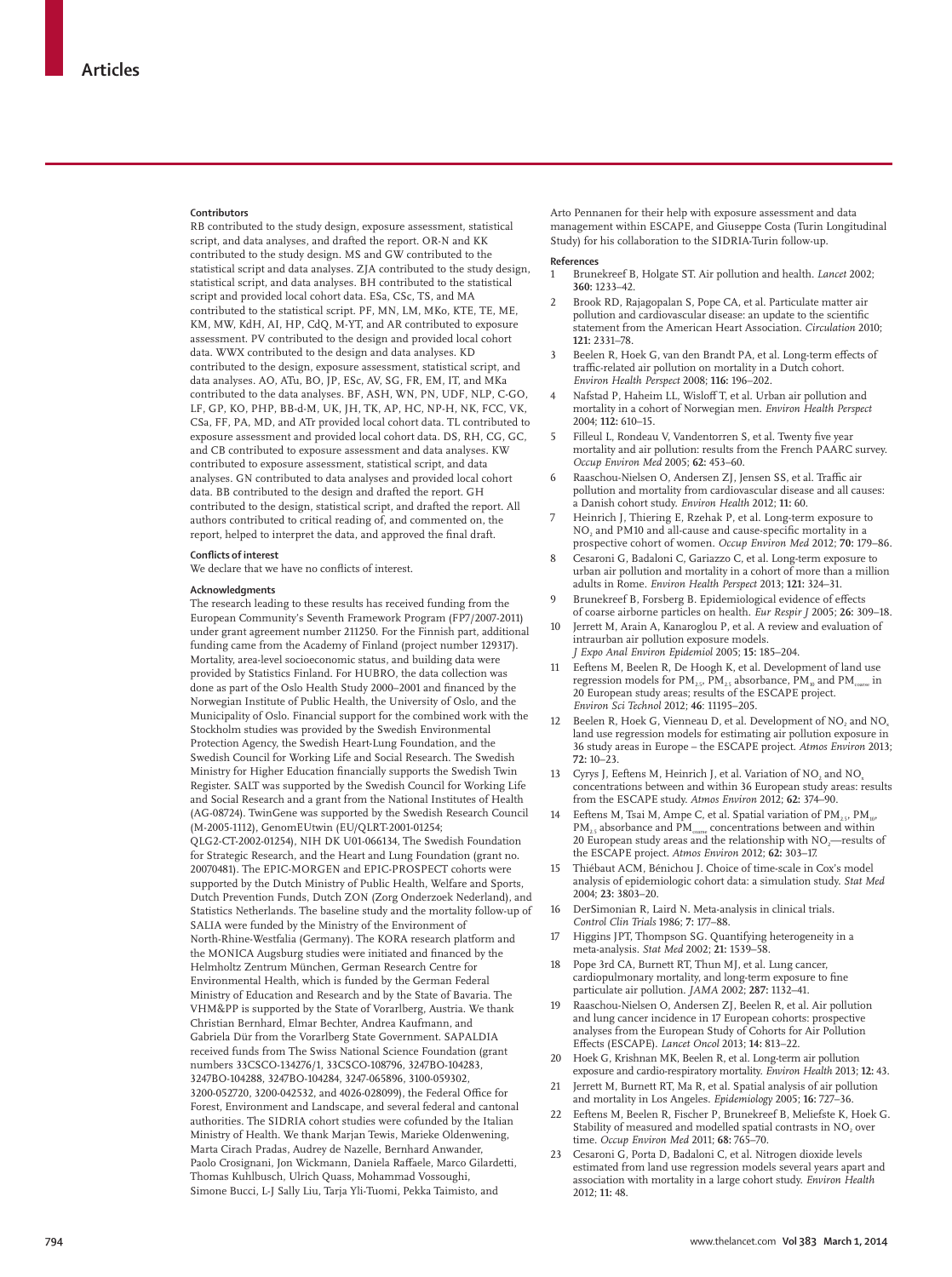### Contributors

RB contributed to the study design, exposure assessment, statistical script, and data analyses, and drafted the report. OR-N and KK contributed to the study design. MS and GW contributed to the statistical script and data analyses. ZJA contributed to the study design, statistical script, and data analyses. BH contributed to the statistical script and provided local cohort data. ESa, CSc, TS, and MA contributed to the statistical script. PF, MN, LM, MKo, KTE, TE, ME, KM, MW, KdH, AI, HP, CdQ, M-YT, and AR contributed to exposure assessment. PV contributed to the design and provided local cohort data. WWX contributed to the design and data analyses. KD contributed to the design, exposure assessment, statistical script, and data analyses. AO, ATu, BO, JP, ESc, AV, SG, FR, EM, IT, and MKa contributed to the data analyses. BF, ASH, WN, PN, UDF, NLP, C-GO, LF, GP, KO, PHP, BB-d-M, UK, JH, TK, AP, HC, NP-H, NK, FCC, VK, CSa, FF, PA, MD, and ATr provided local cohort data. TL contributed to exposure assessment and provided local cohort data. DS, RH, CG, GC, and CB contributed to exposure assessment and data analyses. KW contributed to exposure assessment, statistical script, and data analyses. GN contributed to data analyses and provided local cohort data. BB contributed to the design and drafted the report. GH contributed to the design, statistical script, and drafted the report. All authors contributed to critical reading of, and commented on, the report, helped to interpret the data, and approved the final draft.

### Conflicts of interest

We declare that we have no conflicts of interest.

### Acknowledgments

The research leading to these results has received funding from the European Community's Seventh Framework Program (FP7/2007-2011) under grant agreement number 211250. For the Finnish part, additional funding came from the Academy of Finland (project number 129317). Mortality, area-level socioeconomic status, and building data were provided by Statistics Finland. For HUBRO, the data collection was done as part of the Oslo Health Study 2000–2001 and financed by the Norwegian Institute of Public Health, the University of Oslo, and the Municipality of Oslo. Financial support for the combined work with the Stockholm studies was provided by the Swedish Environmental Protection Agency, the Swedish Heart-Lung Foundation, and the Swedish Council for Working Life and Social Research. The Swedish Ministry for Higher Education financially supports the Swedish Twin Register. SALT was supported by the Swedish Council for Working Life and Social Research and a grant from the National Institutes of Health (AG-08724). TwinGene was supported by the Swedish Research Council (M-2005-1112), GenomEUtwin (EU/QLRT-2001-01254; QLG2-CT-2002-01254), NIH DK U01-066134, The Swedish Foundation for Strategic Research, and the Heart and Lung Foundation (grant no. 20070481). The EPIC-MORGEN and EPIC-PROSPECT cohorts were supported by the Dutch Ministry of Public Health, Welfare and Sports, Dutch Prevention Funds, Dutch ZON (Zorg Onderzoek Nederland), and Statistics Netherlands. The baseline study and the mortality follow-up of SALIA were funded by the Ministry of the Environment of North-Rhine-Westfalia (Germany). The KORA research platform and the MONICA Augsburg studies were initiated and financed by the Helmholtz Zentrum München, German Research Centre for Environmental Health, which is funded by the German Federal Ministry of Education and Research and by the State of Bavaria. The VHM&PP is supported by the State of Vorarlberg, Austria. We thank Christian Bernhard, Elmar Bechter, Andrea Kaufmann, and Gabriela Dür from the Vorarlberg State Government. SAPALDIA received funds from The Swiss National Science Foundation (grant numbers 33CSCO-134276/1, 33CSCO-108796, 3247BO-104283, 3247BO-104288, 3247BO-104284, 3247-065896, 3100-059302, 3200-052720, 3200-042532, and 4026-028099), the Federal Office for Forest, Environment and Landscape, and several federal and cantonal authorities. The SIDRIA cohort studies were cofunded by the Italian Ministry of Health. We thank Marjan Tewis, Marieke Oldenwening, Marta Cirach Pradas, Audrey de Nazelle, Bernhard Anwander, Paolo Crosignani, Jon Wickmann, Daniela Raffaele, Marco Gilardetti, Thomas Kuhlbusch, Ulrich Quass, Mohammad Vossoughi, Simone Bucci, L-J Sally Liu, Tarja Yli-Tuomi, Pekka Taimisto, and Arto Pennanen for their help with exposure assessment and data management within ESCAPE, and Giuseppe Costa (Turin Longitudinal Study) for his collaboration to the SIDRIA-Turin follow-up.

### References

1. Brunekreef B, Holgate ST. Air pollution and health. *Lancet* 2002; **360:** 1233–42.
2. Brook RD, Rajagopalan S, Pope CA, et al. Particulate matter air pollution and cardiovascular disease: an update to the scientific statement from the American Heart Association. *Circulation* 2010; **121:** 2331–78.
3. Beelen R, Hoek G, van den Brandt PA, et al. Long-term effects of traffic-related air pollution on mortality in a Dutch cohort. *Environ Health Perspect* 2008; **116:** 196–202.
4. Nafstad P, Haheim LL, Wisloff T, et al. Urban air pollution and mortality in a cohort of Norwegian men. *Environ Health Perspect* 2004; **112:** 610–15.
5. Filleul L, Rondeau V, Vandentorren S, et al. Twenty five year mortality and air pollution: results from the French PAARC survey. *Occup Environ Med* 2005; **62:** 453–60.
6. Raaschou-Nielsen O, Andersen ZJ, Jensen SS, et al. Traffic air pollution and mortality from cardiovascular disease and all causes: a Danish cohort study. *Environ Health* 2012; **11:** 60.
7. Heinrich J, Thiering E, Rzehak P, et al. Long-term exposure to $NO_2$ and PM10 and all-cause and cause-specific mortality in a prospective cohort of women. *Occup Environ Med* 2012; **70:** 179–86.
8. Cesaroni G, Badaloni C, Gariazzo C, et al. Long-term exposure to urban air pollution and mortality in a cohort of more than a million adults in Rome. *Environ Health Perspect* 2013; **121:** 324–31.
9. Brunekreef B, Forsberg B. Epidemiological evidence of effects of coarse airborne particles on health. *Eur Respir J* 2005; **26:** 309–18.
10. Jerrett M, Arain A, Kanaroglou P, et al. A review and evaluation of intraurban air pollution exposure models. *J Expo Anal Environ Epidemiol* 2005; **15:** 185–204.
11. Eeftens M, Beelen R, De Hoogh K, et al. Development of land use regression models for $PM_{2.5}$, $PM_{2.5}$ absorbance, $PM_{10}$ and $PM_{coarse}$ in 20 European study areas; results of the ESCAPE project. *Environ Sci Technol* 2012; **46:** 11195–205.
12. Beelen R, Hoek G, Vienneau D, et al. Development of $NO_2$ and $NO_x$ land use regression models for estimating air pollution exposure in 36 study areas in Europe – the ESCAPE project. *Atmos Environ* 2013; **72:** 10–23.
13. Cyrys J, Eeftens M, Heinrich J, et al. Variation of $NO_2$ and $NO_x$ concentrations between and within 36 European study areas: results from the ESCAPE study. *Atmos Environ* 2012; **62:** 374–90.
14. Eeftens M, Tsai M, Ampe C, et al. Spatial variation of $PM_{2.5}$, $PM_{10}$, $PM_{2.5}$ absorbance and $PM_{coarse}$ concentrations between and within 20 European study areas and the relationship with $NO_2$—results of the ESCAPE project. *Atmos Environ* 2012; **62:** 303–17.
15. Thiébaut ACM, Bénichou J. Choice of time-scale in Cox's model analysis of epidemiologic cohort data: a simulation study. *Stat Med* 2004; **23:** 3803–20.
16. DerSimonian R, Laird N. Meta-analysis in clinical trials. *Control Clin Trials* 1986; **7:** 177–88.
17. Higgins JPT, Thompson SG. Quantifying heterogeneity in a meta-analysis. *Stat Med* 2002; **21:** 1539–58.
18. Pope 3rd CA, Burnett RT, Thun MJ, et al. Lung cancer, cardiopulmonary mortality, and long-term exposure to fine particulate air pollution. *JAMA* 2002; **287:** 1132–41.
19. Raaschou-Nielsen O, Andersen ZJ, Beelen R, et al. Air pollution and lung cancer incidence in 17 European cohorts: prospective analyses from the European Study of Cohorts for Air Pollution Effects (ESCAPE). *Lancet Oncol* 2013; **14:** 813–22.
20. Hoek G, Krishnan MK, Beelen R, et al. Long-term air pollution exposure and cardio-respiratory mortality. *Environ Health* 2013; **12:** 43.
21. Jerrett M, Burnett RT, Ma R, et al. Spatial analysis of air pollution and mortality in Los Angeles. *Epidemiology* 2005; **16:** 727–36.
22. Eeftens M, Beelen R, Fischer P, Brunekreef B, Meliefste K, Hoek G. Stability of measured and modelled spatial contrasts in $NO_2$ over time. *Occup Environ Med* 2011; **68:** 765–70.
23. Cesaroni G, Porta D, Badaloni C, et al. Nitrogen dioxide levels estimated from land use regression models several years apart and association with mortality in a large cohort study. *Environ Health* 2012; **11:** 48.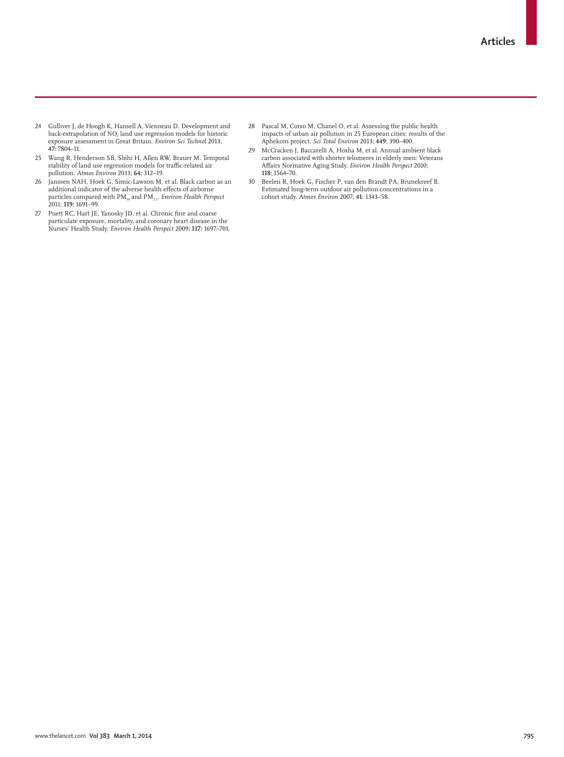24 Gulliver J, de Hoogh K, Hansell A, Vienneau D. Development and back-extrapolation of $NO_2$ land use regression models for historic exposure assessment in Great Britain. *Environ Sci Technol* 2013; **47:** 7804–11.

25 Wang R, Henderson SB, Sbihi H, Allen RW, Brauer M. Temporal stability of land use regression models for traffic-related air pollution. *Atmos Environ* 2013; **64:** 312–19.

26 Janssen NAH, Hoek G, Simic-Lawson M, et al. Black carbon as an additional indicator of the adverse health effects of airborne particles compared with $PM_{10}$ and $PM_{2.5}$. *Environ Health Perspect* 2011; **119:** 1691–99.

27 Puett RC, Hart JE, Yanosky JD, et al. Chronic fine and coarse particulate exposure, mortality, and coronary heart disease in the Nurses' Health Study. *Environ Health Perspect* 2009; **117:** 1697–701.

28 Pascal M, Corso M, Chanel O, et al. Assessing the public health impacts of urban air pollution in 25 European cities: results of the Aphekom project. *Sci Total Environ* 2013; **449:** 390–400.

29 McCracken J, Baccarelli A, Hoxha M, et al. Annual ambient black carbon associated with shorter telomeres in elderly men: Veterans Affairs Normative Aging Study. *Environ Health Perspect* 2010; **118:** 1564–70.

30 Beelen R, Hoek G, Fischer P, van den Brandt PA, Brunekreef B. Estimated long-term outdoor air pollution concentrations in a cohort study. *Atmos Environ* 2007; **41:** 1343–58.